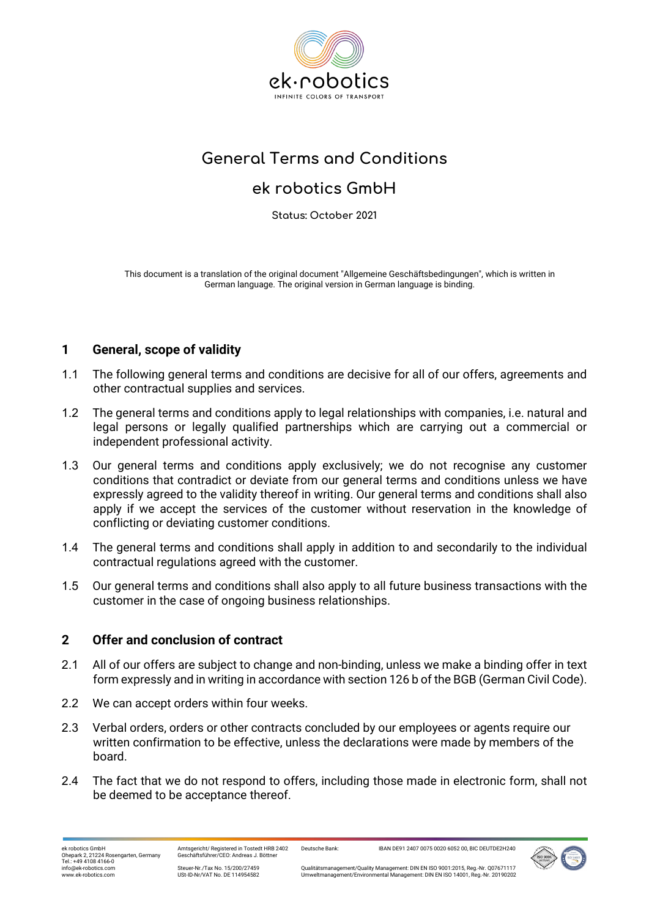# General Terms and Conditions

## ek robotics GmbH

Status: October 2021

This document is a translation of the original document "Allgemeine Geschäftsbedingungen", which is written in German language. The original version in German language is binding.

## 1 General, scope of validity

1.1 The following general terms and conditions are decisive for all of our offers, agreements and other contractual supplies and services.

1.2 The general terms and conditions apply to legal relationships with companies, i.e. natural and legal persons or legally qualified partnerships which are carrying out a commercial or independent professional activity.

1.3 Our general terms and conditions apply exclusively; we do not recognise any customer conditions that contradict or deviate from our general terms and conditions unless we have expressly agreed to the validity thereof in writing. Our general terms and conditions shall also apply if we accept the services of the customer without reservation in the knowledge of conflicting or deviating customer conditions.

1.4 The general terms and conditions shall apply in addition to and secondarily to the individual contractual regulations agreed with the customer.

1.5 Our general terms and conditions shall also apply to all future business transactions with the customer in the case of ongoing business relationships.

## 2 Offer and conclusion of contract

2.1 All of our offers are subject to change and non-binding, unless we make a binding offer in text form expressly and in writing in accordance with section 126 b of the BGB (German Civil Code).

2.2 We can accept orders within four weeks.

2.3 Verbal orders, orders or other contracts concluded by our employees or agents require our written confirmation to be effective, unless the declarations were made by members of the board.

2.4 The fact that we do not respond to offers, including those made in electronic form, shall not be deemed to be acceptance thereof.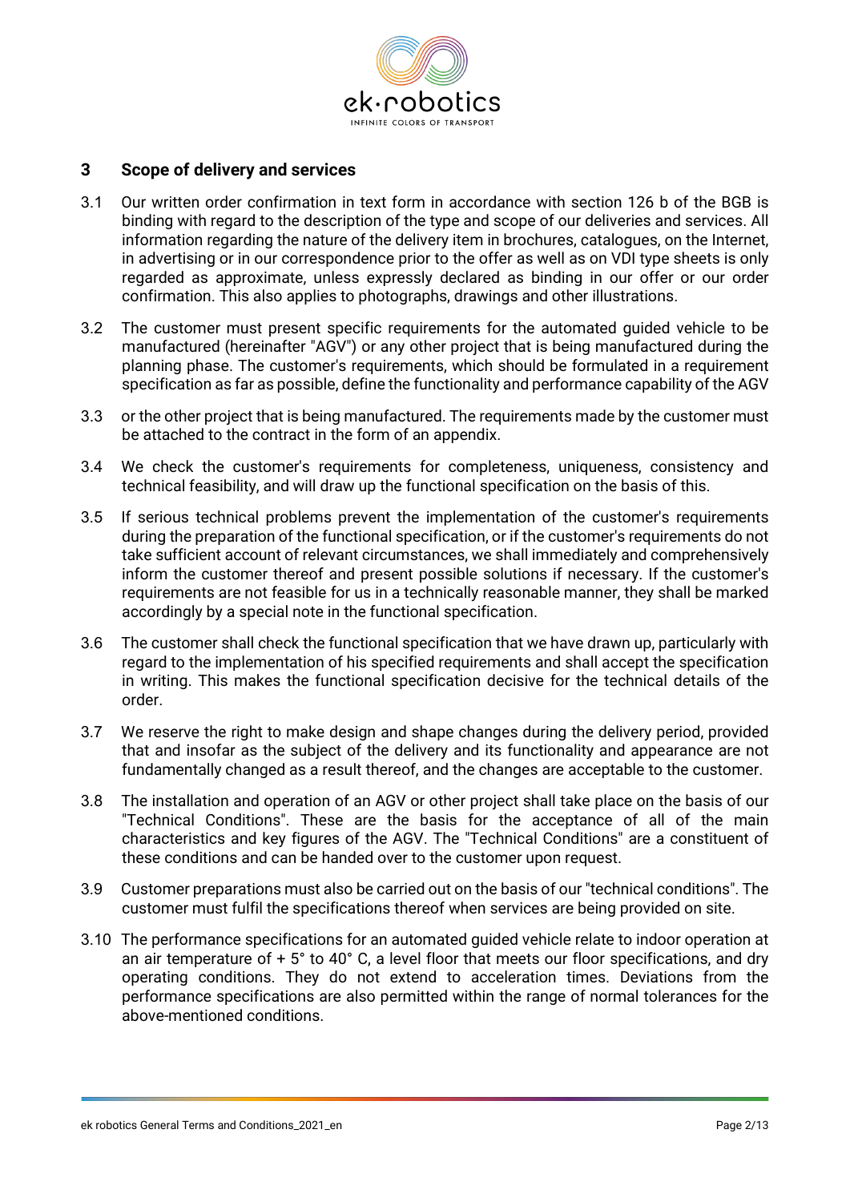## 3 Scope of delivery and services

3.1 Our written order confirmation in text form in accordance with section 126 b of the BGB is binding with regard to the description of the type and scope of our deliveries and services. All information regarding the nature of the delivery item in brochures, catalogues, on the Internet, in advertising or in our correspondence prior to the offer as well as on VDI type sheets is only regarded as approximate, unless expressly declared as binding in our offer or our order confirmation. This also applies to photographs, drawings and other illustrations.

3.2 The customer must present specific requirements for the automated guided vehicle to be manufactured (hereinafter "AGV") or any other project that is being manufactured during the planning phase. The customer's requirements, which should be formulated in a requirement specification as far as possible, define the functionality and performance capability of the AGV

3.3 or the other project that is being manufactured. The requirements made by the customer must be attached to the contract in the form of an appendix.

3.4 We check the customer's requirements for completeness, uniqueness, consistency and technical feasibility, and will draw up the functional specification on the basis of this.

3.5 If serious technical problems prevent the implementation of the customer's requirements during the preparation of the functional specification, or if the customer's requirements do not take sufficient account of relevant circumstances, we shall immediately and comprehensively inform the customer thereof and present possible solutions if necessary. If the customer's requirements are not feasible for us in a technically reasonable manner, they shall be marked accordingly by a special note in the functional specification.

3.6 The customer shall check the functional specification that we have drawn up, particularly with regard to the implementation of his specified requirements and shall accept the specification in writing. This makes the functional specification decisive for the technical details of the order.

3.7 We reserve the right to make design and shape changes during the delivery period, provided that and insofar as the subject of the delivery and its functionality and appearance are not fundamentally changed as a result thereof, and the changes are acceptable to the customer.

3.8 The installation and operation of an AGV or other project shall take place on the basis of our "Technical Conditions". These are the basis for the acceptance of all of the main characteristics and key figures of the AGV. The "Technical Conditions" are a constituent of these conditions and can be handed over to the customer upon request.

3.9 Customer preparations must also be carried out on the basis of our "technical conditions". The customer must fulfil the specifications thereof when services are being provided on site.

3.10 The performance specifications for an automated guided vehicle relate to indoor operation at an air temperature of + 5° to 40° C, a level floor that meets our floor specifications, and dry operating conditions. They do not extend to acceleration times. Deviations from the performance specifications are also permitted within the range of normal tolerances for the above-mentioned conditions.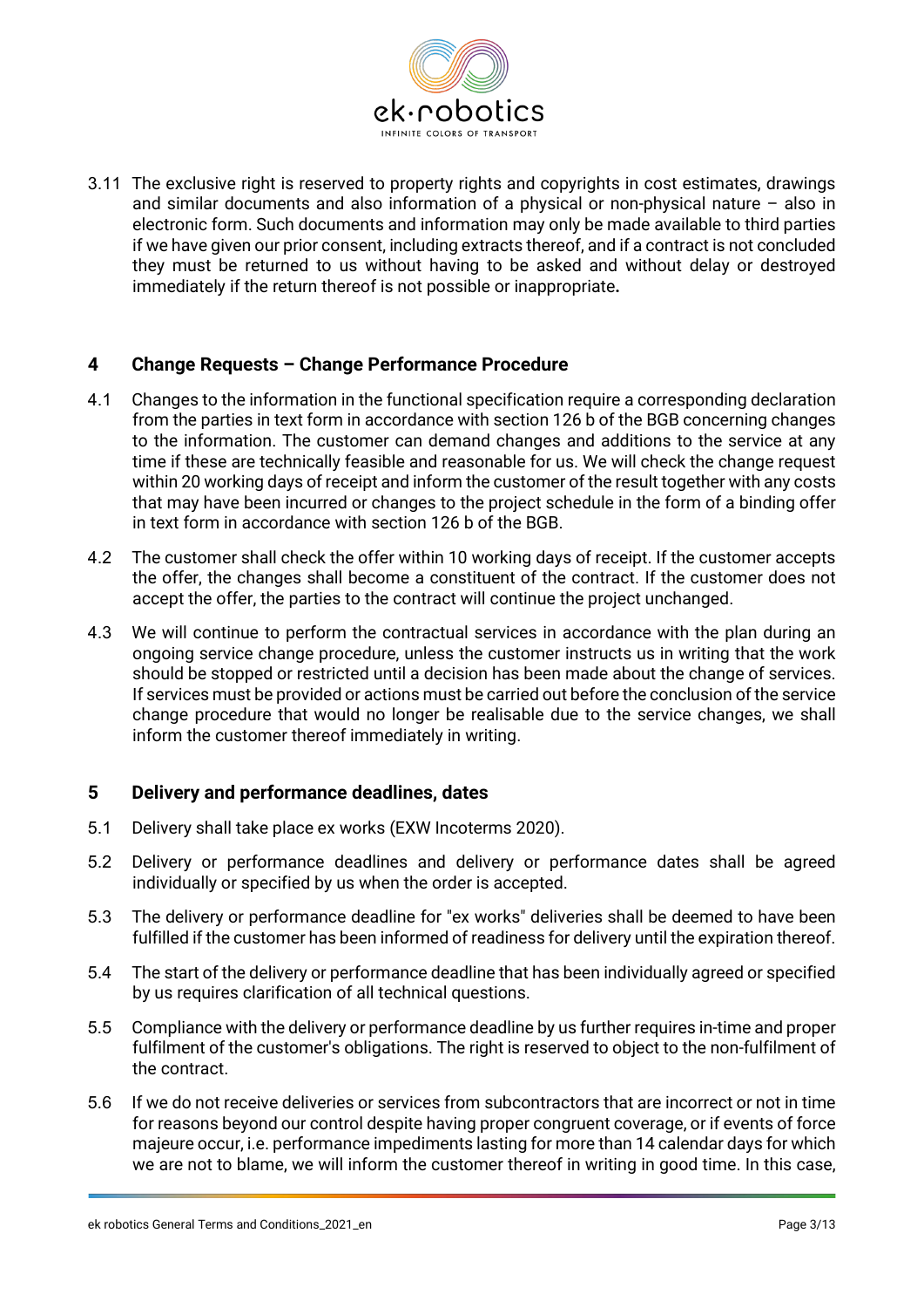3.11 The exclusive right is reserved to property rights and copyrights in cost estimates, drawings and similar documents and also information of a physical or non-physical nature – also in electronic form. Such documents and information may only be made available to third parties if we have given our prior consent, including extracts thereof, and if a contract is not concluded they must be returned to us without having to be asked and without delay or destroyed immediately if the return thereof is not possible or inappropriate.

## 4 Change Requests – Change Performance Procedure

4.1 Changes to the information in the functional specification require a corresponding declaration from the parties in text form in accordance with section 126 b of the BGB concerning changes to the information. The customer can demand changes and additions to the service at any time if these are technically feasible and reasonable for us. We will check the change request within 20 working days of receipt and inform the customer of the result together with any costs that may have been incurred or changes to the project schedule in the form of a binding offer in text form in accordance with section 126 b of the BGB.

4.2 The customer shall check the offer within 10 working days of receipt. If the customer accepts the offer, the changes shall become a constituent of the contract. If the customer does not accept the offer, the parties to the contract will continue the project unchanged.

4.3 We will continue to perform the contractual services in accordance with the plan during an ongoing service change procedure, unless the customer instructs us in writing that the work should be stopped or restricted until a decision has been made about the change of services. If services must be provided or actions must be carried out before the conclusion of the service change procedure that would no longer be realisable due to the service changes, we shall inform the customer thereof immediately in writing.

## 5 Delivery and performance deadlines, dates

5.1 Delivery shall take place ex works (EXW Incoterms 2020).

5.2 Delivery or performance deadlines and delivery or performance dates shall be agreed individually or specified by us when the order is accepted.

5.3 The delivery or performance deadline for "ex works" deliveries shall be deemed to have been fulfilled if the customer has been informed of readiness for delivery until the expiration thereof.

5.4 The start of the delivery or performance deadline that has been individually agreed or specified by us requires clarification of all technical questions.

5.5 Compliance with the delivery or performance deadline by us further requires in-time and proper fulfilment of the customer's obligations. The right is reserved to object to the non-fulfilment of the contract.

5.6 If we do not receive deliveries or services from subcontractors that are incorrect or not in time for reasons beyond our control despite having proper congruent coverage, or if events of force majeure occur, i.e. performance impediments lasting for more than 14 calendar days for which we are not to blame, we will inform the customer thereof in writing in good time. In this case,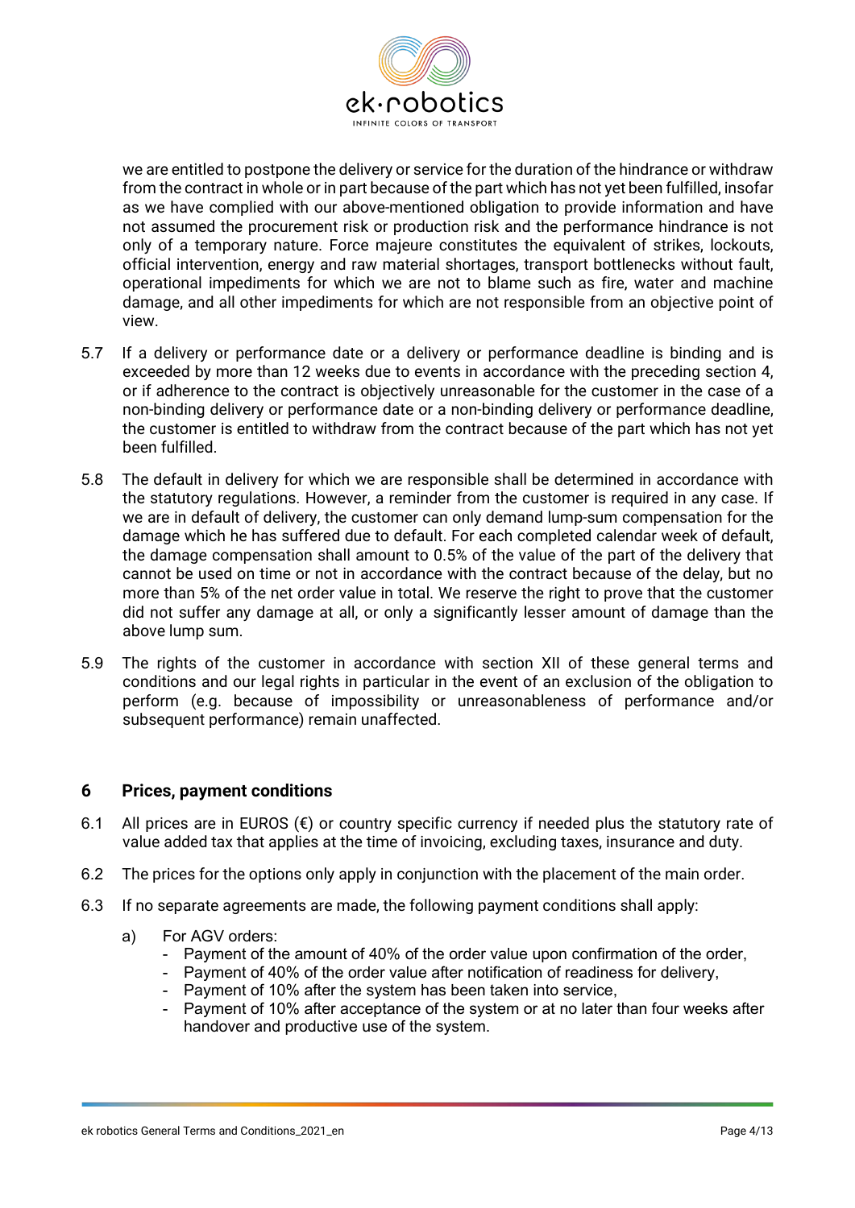we are entitled to postpone the delivery or service for the duration of the hindrance or withdraw from the contract in whole or in part because of the part which has not yet been fulfilled, insofar as we have complied with our above-mentioned obligation to provide information and have not assumed the procurement risk or production risk and the performance hindrance is not only of a temporary nature. Force majeure constitutes the equivalent of strikes, lockouts, official intervention, energy and raw material shortages, transport bottlenecks without fault, operational impediments for which we are not to blame such as fire, water and machine damage, and all other impediments for which are not responsible from an objective point of view.

5.7 If a delivery or performance date or a delivery or performance deadline is binding and is exceeded by more than 12 weeks due to events in accordance with the preceding section 4, or if adherence to the contract is objectively unreasonable for the customer in the case of a non-binding delivery or performance date or a non-binding delivery or performance deadline, the customer is entitled to withdraw from the contract because of the part which has not yet been fulfilled.

5.8 The default in delivery for which we are responsible shall be determined in accordance with the statutory regulations. However, a reminder from the customer is required in any case. If we are in default of delivery, the customer can only demand lump-sum compensation for the damage which he has suffered due to default. For each completed calendar week of default, the damage compensation shall amount to 0.5% of the value of the part of the delivery that cannot be used on time or not in accordance with the contract because of the delay, but no more than 5% of the net order value in total. We reserve the right to prove that the customer did not suffer any damage at all, or only a significantly lesser amount of damage than the above lump sum.

5.9 The rights of the customer in accordance with section XII of these general terms and conditions and our legal rights in particular in the event of an exclusion of the obligation to perform (e.g. because of impossibility or unreasonableness of performance and/or subsequent performance) remain unaffected.

## 6 Prices, payment conditions

6.1 All prices are in EUROS (€) or country specific currency if needed plus the statutory rate of value added tax that applies at the time of invoicing, excluding taxes, insurance and duty.

6.2 The prices for the options only apply in conjunction with the placement of the main order.

6.3 If no separate agreements are made, the following payment conditions shall apply:

a) For AGV orders:
   - Payment of the amount of 40% of the order value upon confirmation of the order,
   - Payment of 40% of the order value after notification of readiness for delivery,
   - Payment of 10% after the system has been taken into service,
   - Payment of 10% after acceptance of the system or at no later than four weeks after handover and productive use of the system.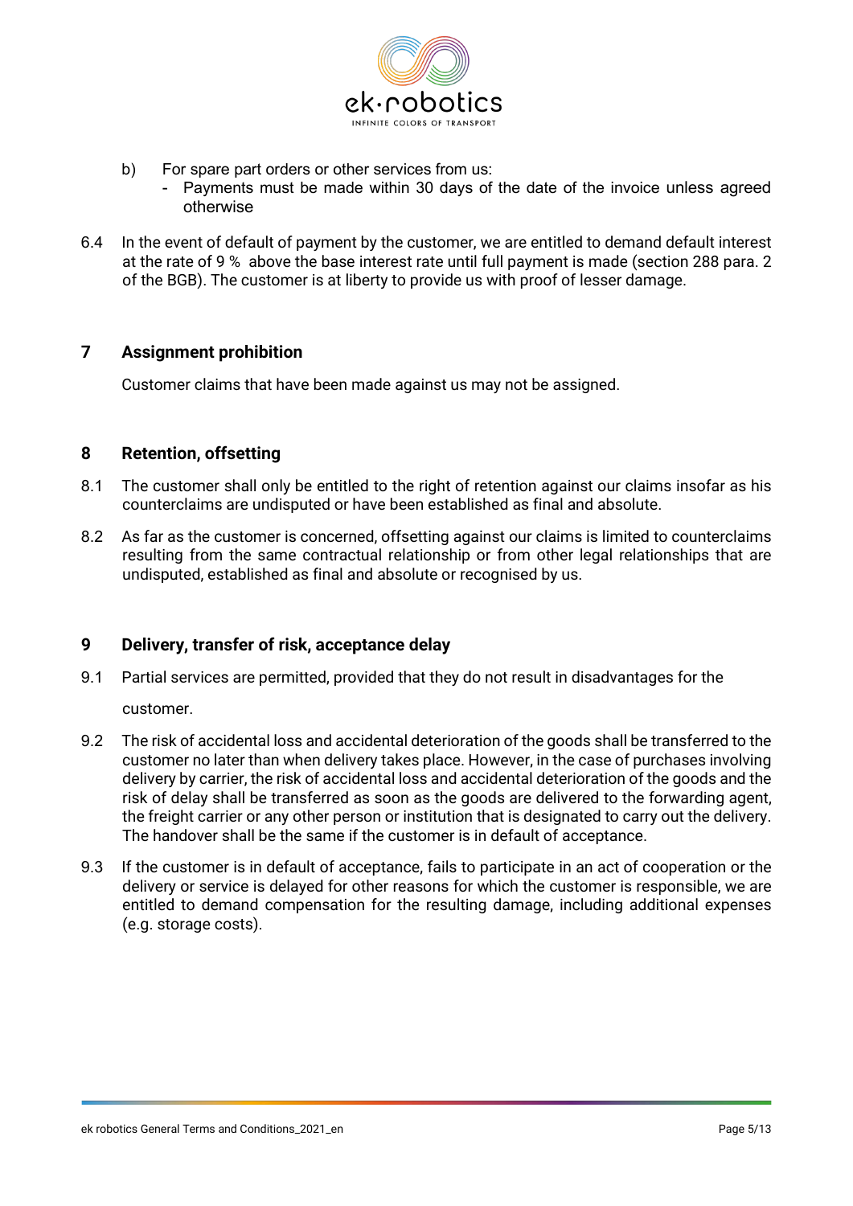b) For spare part orders or other services from us:
   - Payments must be made within 30 days of the date of the invoice unless agreed otherwise

6.4 In the event of default of payment by the customer, we are entitled to demand default interest at the rate of 9 % above the base interest rate until full payment is made (section 288 para. 2 of the BGB). The customer is at liberty to provide us with proof of lesser damage.

## 7 Assignment prohibition

Customer claims that have been made against us may not be assigned.

## 8 Retention, offsetting

8.1 The customer shall only be entitled to the right of retention against our claims insofar as his counterclaims are undisputed or have been established as final and absolute.

8.2 As far as the customer is concerned, offsetting against our claims is limited to counterclaims resulting from the same contractual relationship or from other legal relationships that are undisputed, established as final and absolute or recognised by us.

## 9 Delivery, transfer of risk, acceptance delay

9.1 Partial services are permitted, provided that they do not result in disadvantages for the customer.

9.2 The risk of accidental loss and accidental deterioration of the goods shall be transferred to the customer no later than when delivery takes place. However, in the case of purchases involving delivery by carrier, the risk of accidental loss and accidental deterioration of the goods and the risk of delay shall be transferred as soon as the goods are delivered to the forwarding agent, the freight carrier or any other person or institution that is designated to carry out the delivery. The handover shall be the same if the customer is in default of acceptance.

9.3 If the customer is in default of acceptance, fails to participate in an act of cooperation or the delivery or service is delayed for other reasons for which the customer is responsible, we are entitled to demand compensation for the resulting damage, including additional expenses (e.g. storage costs).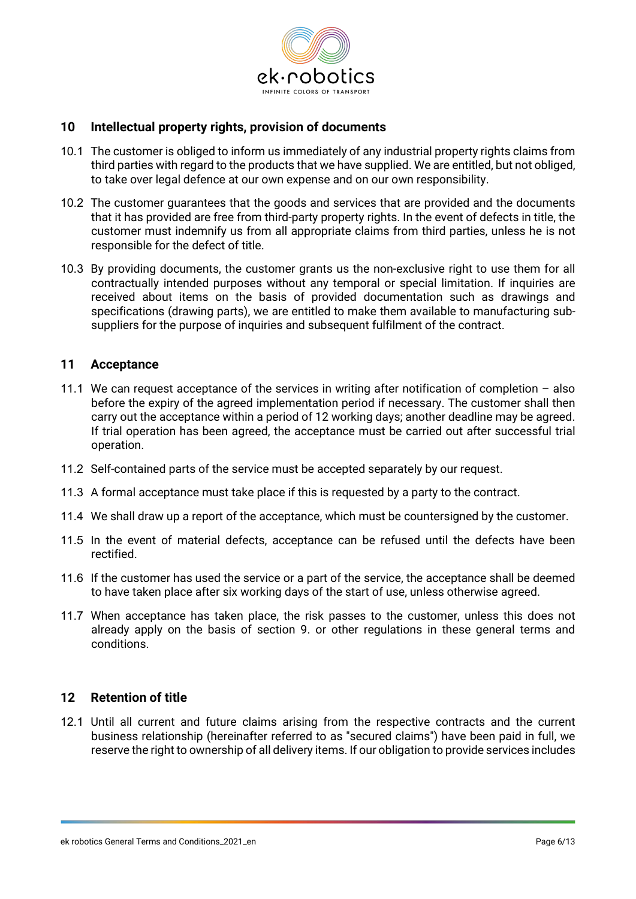## 10 Intellectual property rights, provision of documents

10.1 The customer is obliged to inform us immediately of any industrial property rights claims from third parties with regard to the products that we have supplied. We are entitled, but not obliged, to take over legal defence at our own expense and on our own responsibility.

10.2 The customer guarantees that the goods and services that are provided and the documents that it has provided are free from third-party property rights. In the event of defects in title, the customer must indemnify us from all appropriate claims from third parties, unless he is not responsible for the defect of title.

10.3 By providing documents, the customer grants us the non-exclusive right to use them for all contractually intended purposes without any temporal or special limitation. If inquiries are received about items on the basis of provided documentation such as drawings and specifications (drawing parts), we are entitled to make them available to manufacturing sub-suppliers for the purpose of inquiries and subsequent fulfilment of the contract.

## 11 Acceptance

11.1 We can request acceptance of the services in writing after notification of completion – also before the expiry of the agreed implementation period if necessary. The customer shall then carry out the acceptance within a period of 12 working days; another deadline may be agreed. If trial operation has been agreed, the acceptance must be carried out after successful trial operation.

11.2 Self-contained parts of the service must be accepted separately by our request.

11.3 A formal acceptance must take place if this is requested by a party to the contract.

11.4 We shall draw up a report of the acceptance, which must be countersigned by the customer.

11.5 In the event of material defects, acceptance can be refused until the defects have been rectified.

11.6 If the customer has used the service or a part of the service, the acceptance shall be deemed to have taken place after six working days of the start of use, unless otherwise agreed.

11.7 When acceptance has taken place, the risk passes to the customer, unless this does not already apply on the basis of section 9. or other regulations in these general terms and conditions.

## 12 Retention of title

12.1 Until all current and future claims arising from the respective contracts and the current business relationship (hereinafter referred to as "secured claims") have been paid in full, we reserve the right to ownership of all delivery items. If our obligation to provide services includes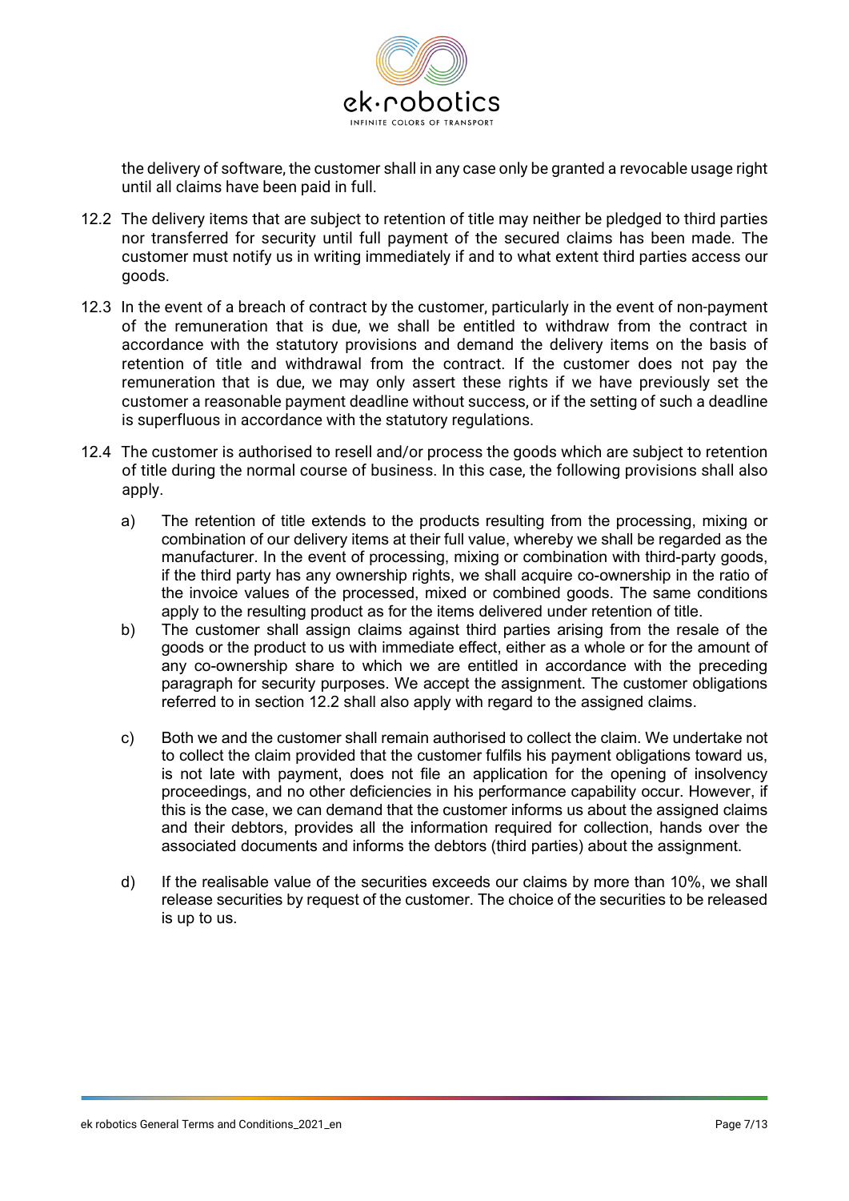the delivery of software, the customer shall in any case only be granted a revocable usage right until all claims have been paid in full.

12.2 The delivery items that are subject to retention of title may neither be pledged to third parties nor transferred for security until full payment of the secured claims has been made. The customer must notify us in writing immediately if and to what extent third parties access our goods.

12.3 In the event of a breach of contract by the customer, particularly in the event of non-payment of the remuneration that is due, we shall be entitled to withdraw from the contract in accordance with the statutory provisions and demand the delivery items on the basis of retention of title and withdrawal from the contract. If the customer does not pay the remuneration that is due, we may only assert these rights if we have previously set the customer a reasonable payment deadline without success, or if the setting of such a deadline is superfluous in accordance with the statutory regulations.

12.4 The customer is authorised to resell and/or process the goods which are subject to retention of title during the normal course of business. In this case, the following provisions shall also apply.

a) The retention of title extends to the products resulting from the processing, mixing or combination of our delivery items at their full value, whereby we shall be regarded as the manufacturer. In the event of processing, mixing or combination with third-party goods, if the third party has any ownership rights, we shall acquire co-ownership in the ratio of the invoice values of the processed, mixed or combined goods. The same conditions apply to the resulting product as for the items delivered under retention of title.

b) The customer shall assign claims against third parties arising from the resale of the goods or the product to us with immediate effect, either as a whole or for the amount of any co-ownership share to which we are entitled in accordance with the preceding paragraph for security purposes. We accept the assignment. The customer obligations referred to in section 12.2 shall also apply with regard to the assigned claims.

c) Both we and the customer shall remain authorised to collect the claim. We undertake not to collect the claim provided that the customer fulfils his payment obligations toward us, is not late with payment, does not file an application for the opening of insolvency proceedings, and no other deficiencies in his performance capability occur. However, if this is the case, we can demand that the customer informs us about the assigned claims and their debtors, provides all the information required for collection, hands over the associated documents and informs the debtors (third parties) about the assignment.

d) If the realisable value of the securities exceeds our claims by more than 10%, we shall release securities by request of the customer. The choice of the securities to be released is up to us.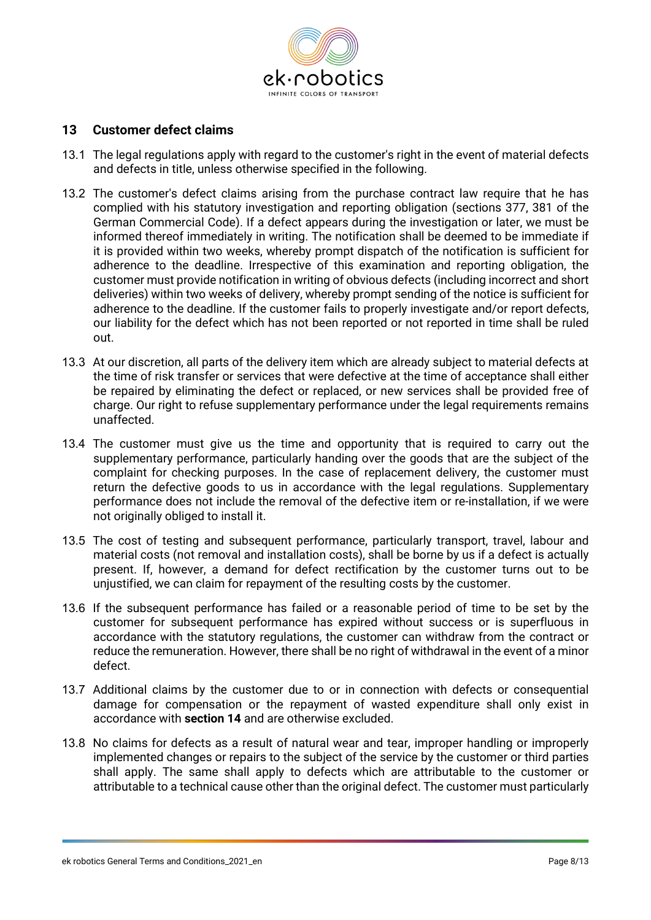## 13 Customer defect claims

13.1 The legal regulations apply with regard to the customer's right in the event of material defects and defects in title, unless otherwise specified in the following.

13.2 The customer's defect claims arising from the purchase contract law require that he has complied with his statutory investigation and reporting obligation (sections 377, 381 of the German Commercial Code). If a defect appears during the investigation or later, we must be informed thereof immediately in writing. The notification shall be deemed to be immediate if it is provided within two weeks, whereby prompt dispatch of the notification is sufficient for adherence to the deadline. Irrespective of this examination and reporting obligation, the customer must provide notification in writing of obvious defects (including incorrect and short deliveries) within two weeks of delivery, whereby prompt sending of the notice is sufficient for adherence to the deadline. If the customer fails to properly investigate and/or report defects, our liability for the defect which has not been reported or not reported in time shall be ruled out.

13.3 At our discretion, all parts of the delivery item which are already subject to material defects at the time of risk transfer or services that were defective at the time of acceptance shall either be repaired by eliminating the defect or replaced, or new services shall be provided free of charge. Our right to refuse supplementary performance under the legal requirements remains unaffected.

13.4 The customer must give us the time and opportunity that is required to carry out the supplementary performance, particularly handing over the goods that are the subject of the complaint for checking purposes. In the case of replacement delivery, the customer must return the defective goods to us in accordance with the legal regulations. Supplementary performance does not include the removal of the defective item or re-installation, if we were not originally obliged to install it.

13.5 The cost of testing and subsequent performance, particularly transport, travel, labour and material costs (not removal and installation costs), shall be borne by us if a defect is actually present. If, however, a demand for defect rectification by the customer turns out to be unjustified, we can claim for repayment of the resulting costs by the customer.

13.6 If the subsequent performance has failed or a reasonable period of time to be set by the customer for subsequent performance has expired without success or is superfluous in accordance with the statutory regulations, the customer can withdraw from the contract or reduce the remuneration. However, there shall be no right of withdrawal in the event of a minor defect.

13.7 Additional claims by the customer due to or in connection with defects or consequential damage for compensation or the repayment of wasted expenditure shall only exist in accordance with **section 14** and are otherwise excluded.

13.8 No claims for defects as a result of natural wear and tear, improper handling or improperly implemented changes or repairs to the subject of the service by the customer or third parties shall apply. The same shall apply to defects which are attributable to the customer or attributable to a technical cause other than the original defect. The customer must particularly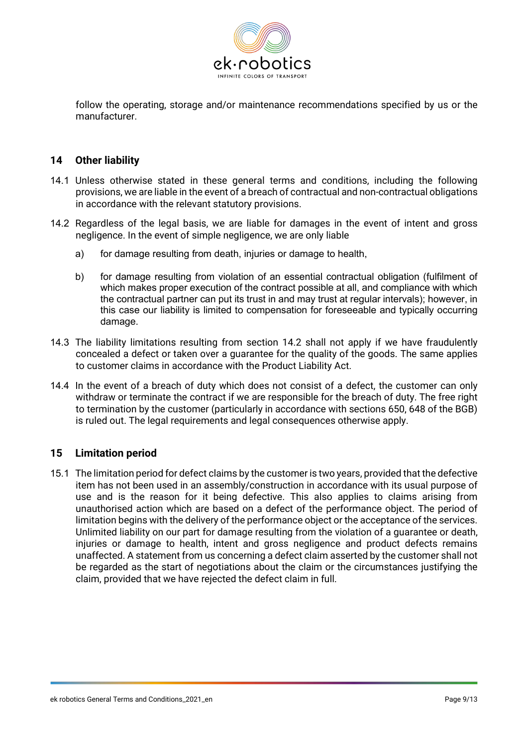follow the operating, storage and/or maintenance recommendations specified by us or the manufacturer.

## 14 Other liability

14.1 Unless otherwise stated in these general terms and conditions, including the following provisions, we are liable in the event of a breach of contractual and non-contractual obligations in accordance with the relevant statutory provisions.

14.2 Regardless of the legal basis, we are liable for damages in the event of intent and gross negligence. In the event of simple negligence, we are only liable

a) for damage resulting from death, injuries or damage to health,

b) for damage resulting from violation of an essential contractual obligation (fulfilment of which makes proper execution of the contract possible at all, and compliance with which the contractual partner can put its trust in and may trust at regular intervals); however, in this case our liability is limited to compensation for foreseeable and typically occurring damage.

14.3 The liability limitations resulting from section 14.2 shall not apply if we have fraudulently concealed a defect or taken over a guarantee for the quality of the goods. The same applies to customer claims in accordance with the Product Liability Act.

14.4 In the event of a breach of duty which does not consist of a defect, the customer can only withdraw or terminate the contract if we are responsible for the breach of duty. The free right to termination by the customer (particularly in accordance with sections 650, 648 of the BGB) is ruled out. The legal requirements and legal consequences otherwise apply.

## 15 Limitation period

15.1 The limitation period for defect claims by the customer is two years, provided that the defective item has not been used in an assembly/construction in accordance with its usual purpose of use and is the reason for it being defective. This also applies to claims arising from unauthorised action which are based on a defect of the performance object. The period of limitation begins with the delivery of the performance object or the acceptance of the services. Unlimited liability on our part for damage resulting from the violation of a guarantee or death, injuries or damage to health, intent and gross negligence and product defects remains unaffected. A statement from us concerning a defect claim asserted by the customer shall not be regarded as the start of negotiations about the claim or the circumstances justifying the claim, provided that we have rejected the defect claim in full.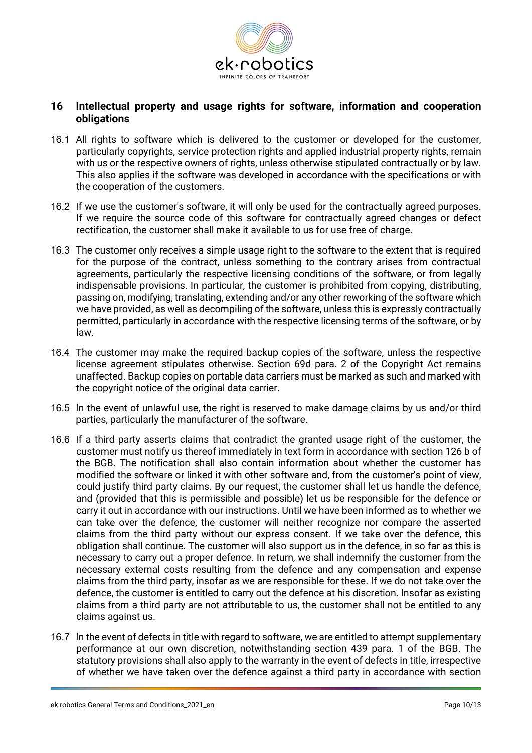## 16 Intellectual property and usage rights for software, information and cooperation obligations

16.1 All rights to software which is delivered to the customer or developed for the customer, particularly copyrights, service protection rights and applied industrial property rights, remain with us or the respective owners of rights, unless otherwise stipulated contractually or by law. This also applies if the software was developed in accordance with the specifications or with the cooperation of the customers.

16.2 If we use the customer's software, it will only be used for the contractually agreed purposes. If we require the source code of this software for contractually agreed changes or defect rectification, the customer shall make it available to us for use free of charge.

16.3 The customer only receives a simple usage right to the software to the extent that is required for the purpose of the contract, unless something to the contrary arises from contractual agreements, particularly the respective licensing conditions of the software, or from legally indispensable provisions. In particular, the customer is prohibited from copying, distributing, passing on, modifying, translating, extending and/or any other reworking of the software which we have provided, as well as decompiling of the software, unless this is expressly contractually permitted, particularly in accordance with the respective licensing terms of the software, or by law.

16.4 The customer may make the required backup copies of the software, unless the respective license agreement stipulates otherwise. Section 69d para. 2 of the Copyright Act remains unaffected. Backup copies on portable data carriers must be marked as such and marked with the copyright notice of the original data carrier.

16.5 In the event of unlawful use, the right is reserved to make damage claims by us and/or third parties, particularly the manufacturer of the software.

16.6 If a third party asserts claims that contradict the granted usage right of the customer, the customer must notify us thereof immediately in text form in accordance with section 126 b of the BGB. The notification shall also contain information about whether the customer has modified the software or linked it with other software and, from the customer's point of view, could justify third party claims. By our request, the customer shall let us handle the defence, and (provided that this is permissible and possible) let us be responsible for the defence or carry it out in accordance with our instructions. Until we have been informed as to whether we can take over the defence, the customer will neither recognize nor compare the asserted claims from the third party without our express consent. If we take over the defence, this obligation shall continue. The customer will also support us in the defence, in so far as this is necessary to carry out a proper defence. In return, we shall indemnify the customer from the necessary external costs resulting from the defence and any compensation and expense claims from the third party, insofar as we are responsible for these. If we do not take over the defence, the customer is entitled to carry out the defence at his discretion. Insofar as existing claims from a third party are not attributable to us, the customer shall not be entitled to any claims against us.

16.7 In the event of defects in title with regard to software, we are entitled to attempt supplementary performance at our own discretion, notwithstanding section 439 para. 1 of the BGB. The statutory provisions shall also apply to the warranty in the event of defects in title, irrespective of whether we have taken over the defence against a third party in accordance with section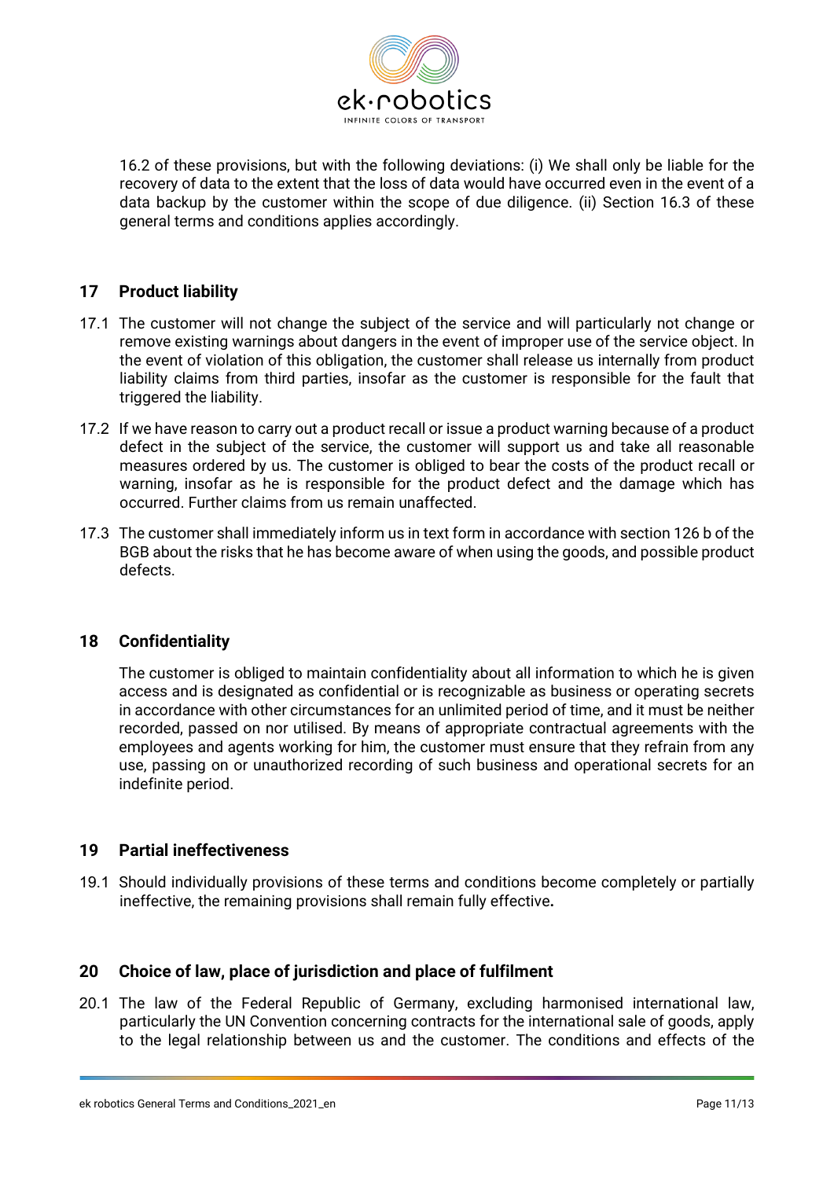16.2 of these provisions, but with the following deviations: (i) We shall only be liable for the recovery of data to the extent that the loss of data would have occurred even in the event of a data backup by the customer within the scope of due diligence. (ii) Section 16.3 of these general terms and conditions applies accordingly.

## 17 Product liability

17.1 The customer will not change the subject of the service and will particularly not change or remove existing warnings about dangers in the event of improper use of the service object. In the event of violation of this obligation, the customer shall release us internally from product liability claims from third parties, insofar as the customer is responsible for the fault that triggered the liability.

17.2 If we have reason to carry out a product recall or issue a product warning because of a product defect in the subject of the service, the customer will support us and take all reasonable measures ordered by us. The customer is obliged to bear the costs of the product recall or warning, insofar as he is responsible for the product defect and the damage which has occurred. Further claims from us remain unaffected.

17.3 The customer shall immediately inform us in text form in accordance with section 126 b of the BGB about the risks that he has become aware of when using the goods, and possible product defects.

## 18 Confidentiality

The customer is obliged to maintain confidentiality about all information to which he is given access and is designated as confidential or is recognizable as business or operating secrets in accordance with other circumstances for an unlimited period of time, and it must be neither recorded, passed on nor utilised. By means of appropriate contractual agreements with the employees and agents working for him, the customer must ensure that they refrain from any use, passing on or unauthorized recording of such business and operational secrets for an indefinite period.

## 19 Partial ineffectiveness

19.1 Should individually provisions of these terms and conditions become completely or partially ineffective, the remaining provisions shall remain fully effective.

## 20 Choice of law, place of jurisdiction and place of fulfilment

20.1 The law of the Federal Republic of Germany, excluding harmonised international law, particularly the UN Convention concerning contracts for the international sale of goods, apply to the legal relationship between us and the customer. The conditions and effects of the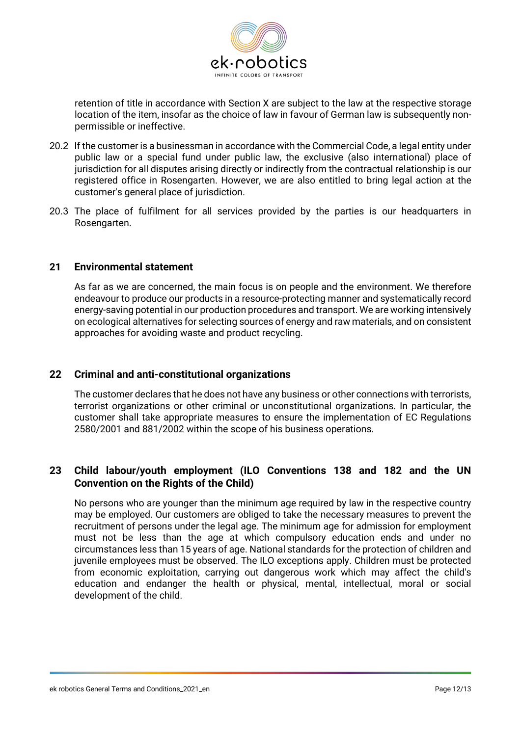retention of title in accordance with Section X are subject to the law at the respective storage location of the item, insofar as the choice of law in favour of German law is subsequently non-permissible or ineffective.

20.2 If the customer is a businessman in accordance with the Commercial Code, a legal entity under public law or a special fund under public law, the exclusive (also international) place of jurisdiction for all disputes arising directly or indirectly from the contractual relationship is our registered office in Rosengarten. However, we are also entitled to bring legal action at the customer's general place of jurisdiction.

20.3 The place of fulfilment for all services provided by the parties is our headquarters in Rosengarten.

## 21 Environmental statement

As far as we are concerned, the main focus is on people and the environment. We therefore endeavour to produce our products in a resource-protecting manner and systematically record energy-saving potential in our production procedures and transport. We are working intensively on ecological alternatives for selecting sources of energy and raw materials, and on consistent approaches for avoiding waste and product recycling.

## 22 Criminal and anti-constitutional organizations

The customer declares that he does not have any business or other connections with terrorists, terrorist organizations or other criminal or unconstitutional organizations. In particular, the customer shall take appropriate measures to ensure the implementation of EC Regulations 2580/2001 and 881/2002 within the scope of his business operations.

## 23 Child labour/youth employment (ILO Conventions 138 and 182 and the UN Convention on the Rights of the Child)

No persons who are younger than the minimum age required by law in the respective country may be employed. Our customers are obliged to take the necessary measures to prevent the recruitment of persons under the legal age. The minimum age for admission for employment must not be less than the age at which compulsory education ends and under no circumstances less than 15 years of age. National standards for the protection of children and juvenile employees must be observed. The ILO exceptions apply. Children must be protected from economic exploitation, carrying out dangerous work which may affect the child's education and endanger the health or physical, mental, intellectual, moral or social development of the child.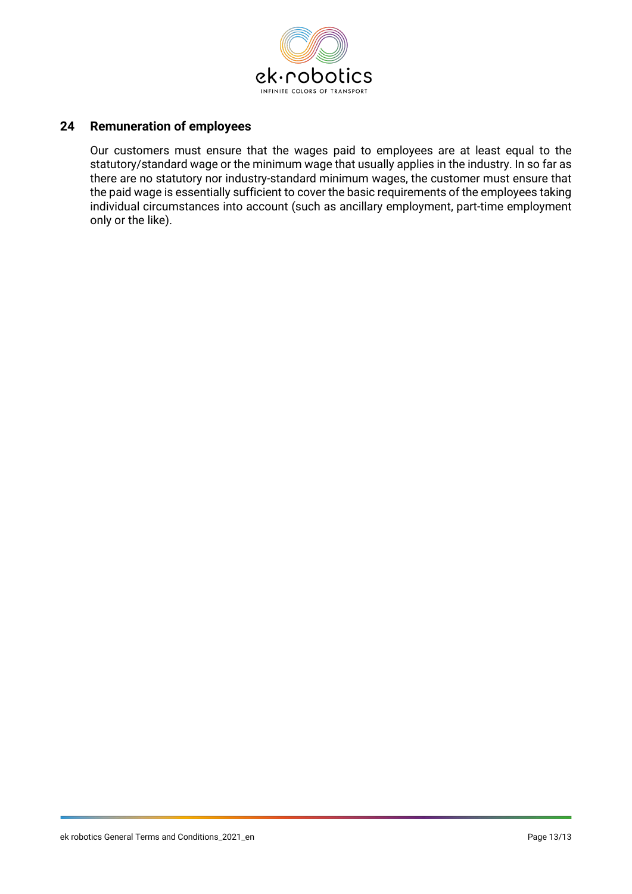## 24 Remuneration of employees

Our customers must ensure that the wages paid to employees are at least equal to the statutory/standard wage or the minimum wage that usually applies in the industry. In so far as there are no statutory nor industry-standard minimum wages, the customer must ensure that the paid wage is essentially sufficient to cover the basic requirements of the employees taking individual circumstances into account (such as ancillary employment, part-time employment only or the like).